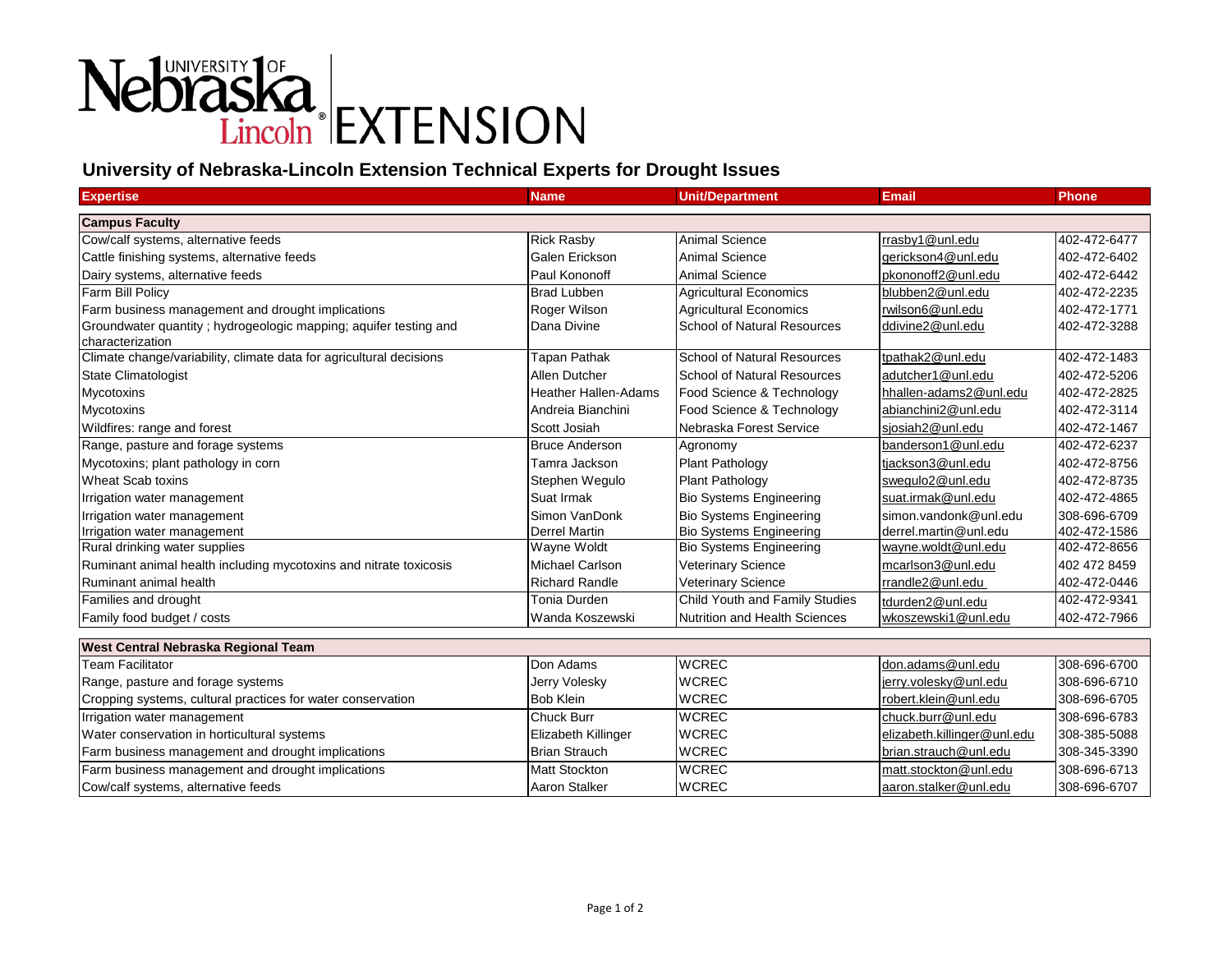Nebraska Lincoln EXTENSION

# University of Nebraska-Lincoln Extension Technical Experts for Drought Issues

| Expertise | Name | Unit/Department | Email | Phone |
|---|---|---|---|---|
| **Campus Faculty** | | | | |
| Cow/calf systems, alternative feeds | Rick Rasby | Animal Science | rrasby1@unl.edu | 402-472-6477 |
| Cattle finishing systems, alternative feeds | Galen Erickson | Animal Science | gerickson4@unl.edu | 402-472-6402 |
| Dairy systems, alternative feeds | Paul Kononoff | Animal Science | pkononoff2@unl.edu | 402-472-6442 |
| Farm Bill Policy | Brad Lubben | Agricultural Economics | blubben2@unl.edu | 402-472-2235 |
| Farm business management and drought implications | Roger Wilson | Agricultural Economics | rwilson6@unl.edu | 402-472-1771 |
| Groundwater quantity ; hydrogeologic mapping; aquifer testing and characterization | Dana Divine | School of Natural Resources | ddivine2@unl.edu | 402-472-3288 |
| Climate change/variability, climate data for agricultural decisions | Tapan Pathak | School of Natural Resources | tpathak2@unl.edu | 402-472-1483 |
| State Climatologist | Allen Dutcher | School of Natural Resources | adutcher1@unl.edu | 402-472-5206 |
| Mycotoxins | Heather Hallen-Adams | Food Science & Technology | hhallen-adams2@unl.edu | 402-472-2825 |
| Mycotoxins | Andreia Bianchini | Food Science & Technology | abianchini2@unl.edu | 402-472-3114 |
| Wildfires: range and forest | Scott Josiah | Nebraska Forest Service | sjosiah2@unl.edu | 402-472-1467 |
| Range, pasture and forage systems | Bruce Anderson | Agronomy | banderson1@unl.edu | 402-472-6237 |
| Mycotoxins; plant pathology in corn | Tamra Jackson | Plant Pathology | tjackson3@unl.edu | 402-472-8756 |
| Wheat Scab toxins | Stephen Wegulo | Plant Pathology | swegulo2@unl.edu | 402-472-8735 |
| Irrigation water management | Suat Irmak | Bio Systems Engineering | suat.irmak@unl.edu | 402-472-4865 |
| Irrigation water management | Simon VanDonk | Bio Systems Engineering | simon.vandonk@unl.edu | 308-696-6709 |
| Irrigation water management | Derrel Martin | Bio Systems Engineering | derrel.martin@unl.edu | 402-472-1586 |
| Rural drinking water supplies | Wayne Woldt | Bio Systems Engineering | wayne.woldt@unl.edu | 402-472-8656 |
| Ruminant animal health including mycotoxins and nitrate toxicosis | Michael Carlson | Veterinary Science | mcarlson3@unl.edu | 402 472 8459 |
| Ruminant animal health | Richard Randle | Veterinary Science | rrandle2@unl.edu | 402-472-0446 |
| Families and drought | Tonia Durden | Child Youth and Family Studies | tdurden2@unl.edu | 402-472-9341 |
| Family food budget / costs | Wanda Koszewski | Nutrition and Health Sciences | wkoszewski1@unl.edu | 402-472-7966 |
| **West Central Nebraska Regional Team** | | | | |
| Team Facilitator | Don Adams | WCREC | don.adams@unl.edu | 308-696-6700 |
| Range, pasture and forage systems | Jerry Volesky | WCREC | jerry.volesky@unl.edu | 308-696-6710 |
| Cropping systems, cultural practices for water conservation | Bob Klein | WCREC | robert.klein@unl.edu | 308-696-6705 |
| Irrigation water management | Chuck Burr | WCREC | chuck.burr@unl.edu | 308-696-6783 |
| Water conservation in horticultural systems | Elizabeth Killinger | WCREC | elizabeth.killinger@unl.edu | 308-385-5088 |
| Farm business management and drought implications | Brian Strauch | WCREC | brian.strauch@unl.edu | 308-345-3390 |
| Farm business management and drought implications | Matt Stockton | WCREC | matt.stockton@unl.edu | 308-696-6713 |
| Cow/calf systems, alternative feeds | Aaron Stalker | WCREC | aaron.stalker@unl.edu | 308-696-6707 |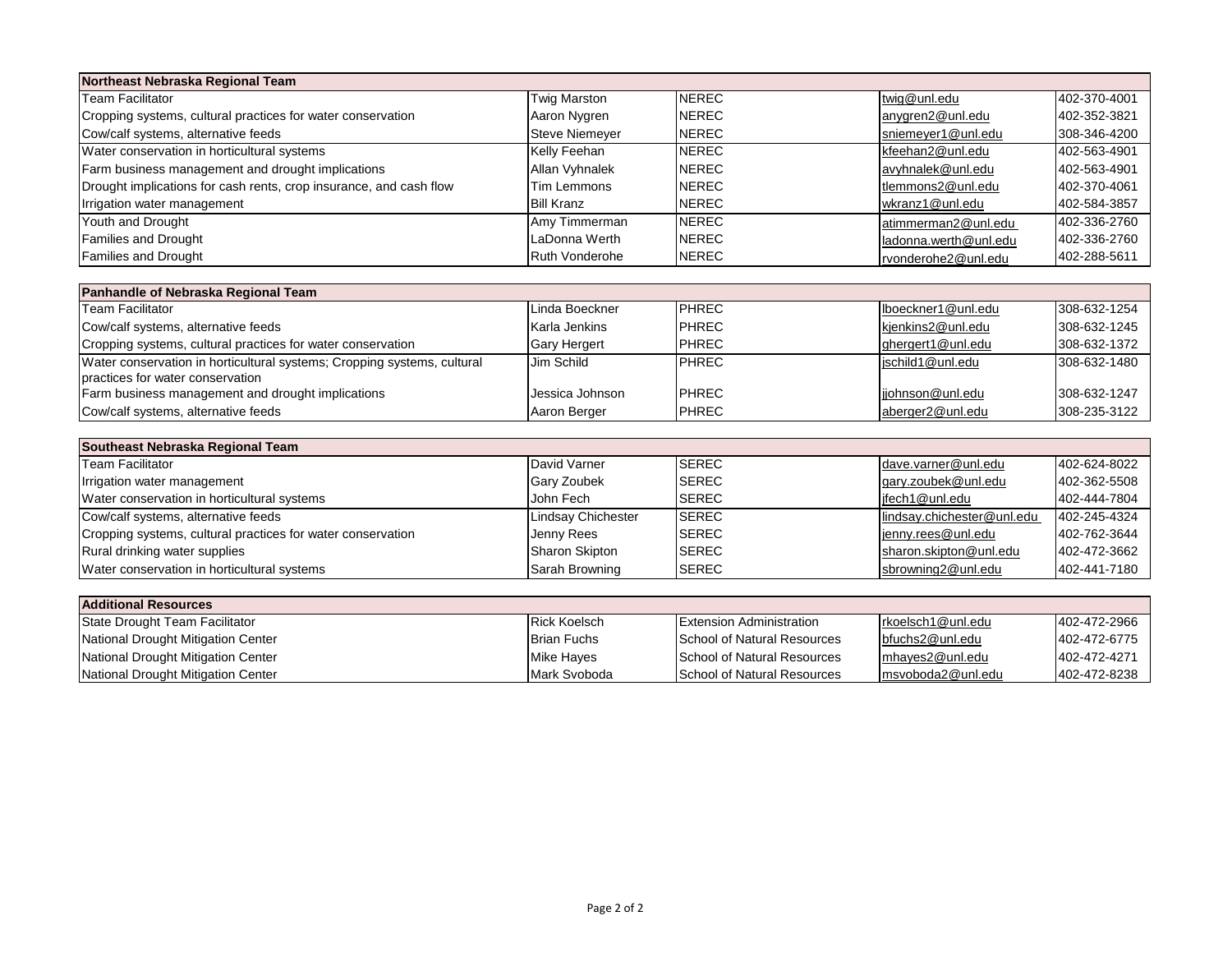| Northeast Nebraska Regional Team | | | | |
|---|---|---|---|---|
| Team Facilitator | Twig Marston | NEREC | twig@unl.edu | 402-370-4001 |
| Cropping systems, cultural practices for water conservation | Aaron Nygren | NEREC | anygren2@unl.edu | 402-352-3821 |
| Cow/calf systems, alternative feeds | Steve Niemeyer | NEREC | sniemeyer1@unl.edu | 308-346-4200 |
| Water conservation in horticultural systems | Kelly Feehan | NEREC | kfeehan2@unl.edu | 402-563-4901 |
| Farm business management and drought implications | Allan Vyhnalek | NEREC | avyhnalek@unl.edu | 402-563-4901 |
| Drought implications for cash rents, crop insurance, and cash flow | Tim Lemmons | NEREC | tlemmons2@unl.edu | 402-370-4061 |
| Irrigation water management | Bill Kranz | NEREC | wkranz1@unl.edu | 402-584-3857 |
| Youth and Drought | Amy Timmerman | NEREC | atimmerman2@unl.edu | 402-336-2760 |
| Families and Drought | LaDonna Werth | NEREC | ladonna.werth@unl.edu | 402-336-2760 |
| Families and Drought | Ruth Vonderohe | NEREC | rvonderohe2@unl.edu | 402-288-5611 |

| Panhandle of Nebraska Regional Team | | | | |
|---|---|---|---|---|
| Team Facilitator | Linda Boeckner | PHREC | lboeckner1@unl.edu | 308-632-1254 |
| Cow/calf systems, alternative feeds | Karla Jenkins | PHREC | kjenkins2@unl.edu | 308-632-1245 |
| Cropping systems, cultural practices for water conservation | Gary Hergert | PHREC | ghergert1@unl.edu | 308-632-1372 |
| Water conservation in horticultural systems; Cropping systems, cultural practices for water conservation | Jim Schild | PHREC | jschild1@unl.edu | 308-632-1480 |
| Farm business management and drought implications | Jessica Johnson | PHREC | jjohnson@unl.edu | 308-632-1247 |
| Cow/calf systems, alternative feeds | Aaron Berger | PHREC | aberger2@unl.edu | 308-235-3122 |

| Southeast Nebraska Regional Team | | | | |
|---|---|---|---|---|
| Team Facilitator | David Varner | SEREC | dave.varner@unl.edu | 402-624-8022 |
| Irrigation water management | Gary Zoubek | SEREC | gary.zoubek@unl.edu | 402-362-5508 |
| Water conservation in horticultural systems | John Fech | SEREC | jfech1@unl.edu | 402-444-7804 |
| Cow/calf systems, alternative feeds | Lindsay Chichester | SEREC | lindsay.chichester@unl.edu | 402-245-4324 |
| Cropping systems, cultural practices for water conservation | Jenny Rees | SEREC | jenny.rees@unl.edu | 402-762-3644 |
| Rural drinking water supplies | Sharon Skipton | SEREC | sharon.skipton@unl.edu | 402-472-3662 |
| Water conservation in horticultural systems | Sarah Browning | SEREC | sbrowning2@unl.edu | 402-441-7180 |

| Additional Resources | | | | |
|---|---|---|---|---|
| State Drought Team Facilitator | Rick Koelsch | Extension Administration | rkoelsch1@unl.edu | 402-472-2966 |
| National Drought Mitigation Center | Brian Fuchs | School of Natural Resources | bfuchs2@unl.edu | 402-472-6775 |
| National Drought Mitigation Center | Mike Hayes | School of Natural Resources | mhayes2@unl.edu | 402-472-4271 |
| National Drought Mitigation Center | Mark Svoboda | School of Natural Resources | msvoboda2@unl.edu | 402-472-8238 |